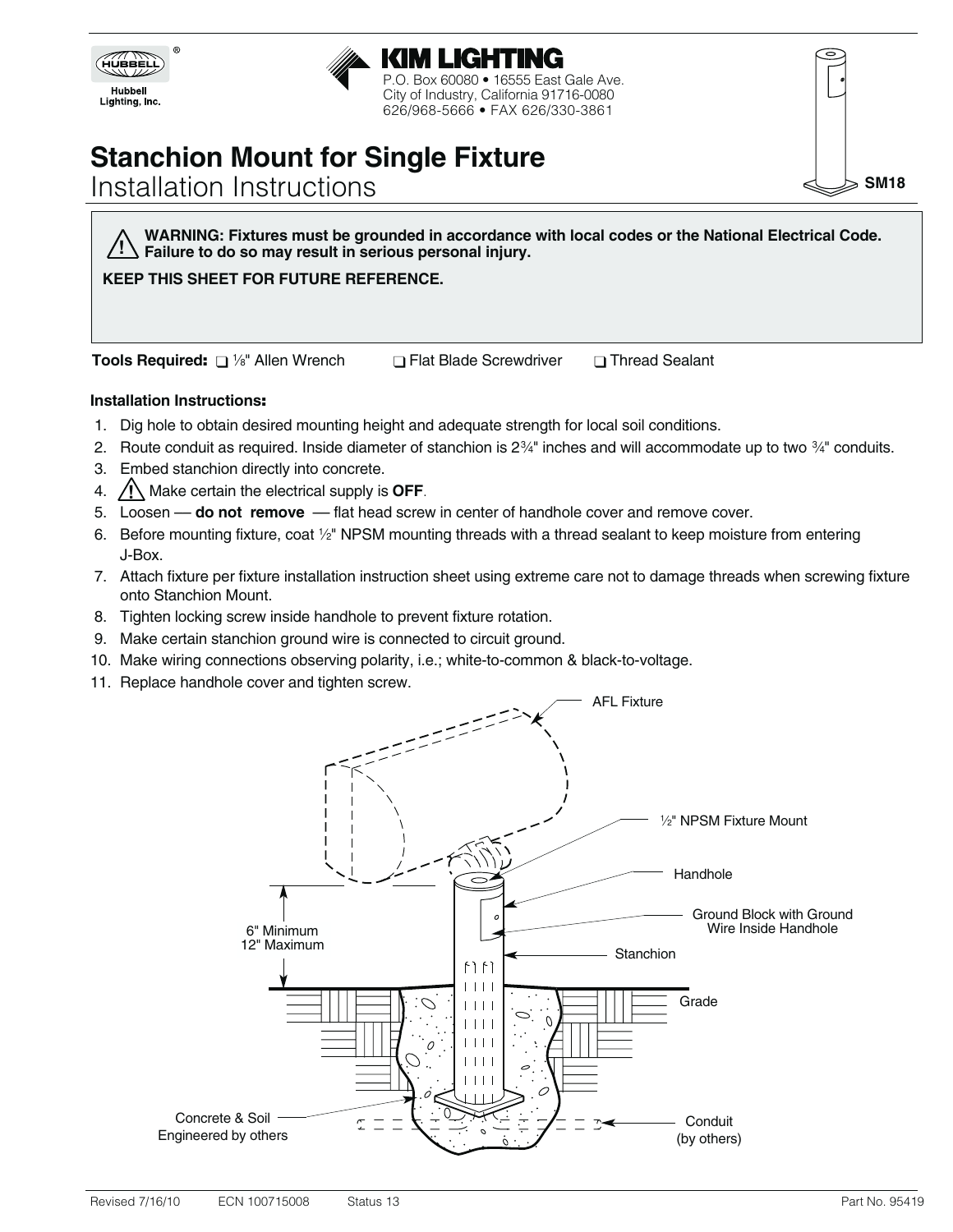Hubbell Lighting, Inc.

# KIM LIGHTING

P.O. Box 60080 • 16555 East Gale Ave.
City of Industry, California 91716-0080
626/968-5666 • FAX 626/330-3861

# Stanchion Mount for Single Fixture

## Installation Instructions

SM18

> ⚠ **WARNING: Fixtures must be grounded in accordance with local codes or the National Electrical Code. Failure to do so may result in serious personal injury.**
>
> **KEEP THIS SHEET FOR FUTURE REFERENCE.**

**Tools Required:** ❑ ⅛" Allen Wrench ❑ Flat Blade Screwdriver ❑ Thread Sealant

**Installation Instructions:**

1. Dig hole to obtain desired mounting height and adequate strength for local soil conditions.
2. Route conduit as required. Inside diameter of stanchion is 2¾" inches and will accommodate up to two ¾" conduits.
3. Embed stanchion directly into concrete.
4. ⚠ Make certain the electrical supply is **OFF**.
5. Loosen — **do not remove** — flat head screw in center of handhole cover and remove cover.
6. Before mounting fixture, coat ½" NPSM mounting threads with a thread sealant to keep moisture from entering J-Box.
7. Attach fixture per fixture installation instruction sheet using extreme care not to damage threads when screwing fixture onto Stanchion Mount.
8. Tighten locking screw inside handhole to prevent fixture rotation.
9. Make certain stanchion ground wire is connected to circuit ground.
10. Make wiring connections observing polarity, i.e.; white-to-common & black-to-voltage.
11. Replace handhole cover and tighten screw.

AFL Fixture

½" NPSM Fixture Mount

Handhole

Ground Block with Ground Wire Inside Handhole

Stanchion

6" Minimum
12" Maximum

Grade

Concrete & Soil Engineered by others

Conduit (by others)

Revised 7/16/10 ECN 100715008 Status 13 Part No. 95419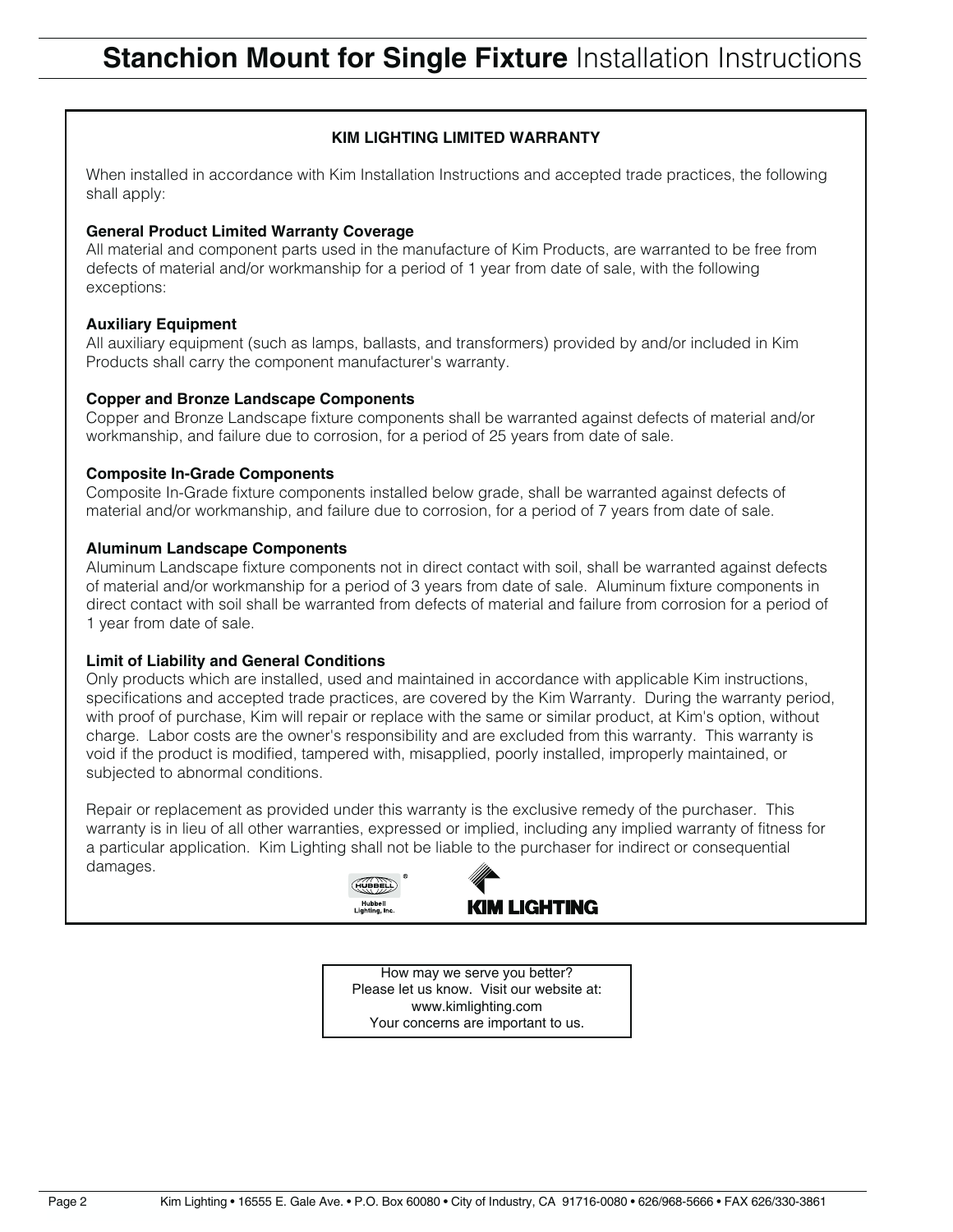## KIM LIGHTING LIMITED WARRANTY

When installed in accordance with Kim Installation Instructions and accepted trade practices, the following shall apply:

**General Product Limited Warranty Coverage**
All material and component parts used in the manufacture of Kim Products, are warranted to be free from defects of material and/or workmanship for a period of 1 year from date of sale, with the following exceptions:

**Auxiliary Equipment**
All auxiliary equipment (such as lamps, ballasts, and transformers) provided by and/or included in Kim Products shall carry the component manufacturer's warranty.

**Copper and Bronze Landscape Components**
Copper and Bronze Landscape fixture components shall be warranted against defects of material and/or workmanship, and failure due to corrosion, for a period of 25 years from date of sale.

**Composite In-Grade Components**
Composite In-Grade fixture components installed below grade, shall be warranted against defects of material and/or workmanship, and failure due to corrosion, for a period of 7 years from date of sale.

**Aluminum Landscape Components**
Aluminum Landscape fixture components not in direct contact with soil, shall be warranted against defects of material and/or workmanship for a period of 3 years from date of sale. Aluminum fixture components in direct contact with soil shall be warranted from defects of material and failure from corrosion for a period of 1 year from date of sale.

**Limit of Liability and General Conditions**
Only products which are installed, used and maintained in accordance with applicable Kim instructions, specifications and accepted trade practices, are covered by the Kim Warranty. During the warranty period, with proof of purchase, Kim will repair or replace with the same or similar product, at Kim's option, without charge. Labor costs are the owner's responsibility and are excluded from this warranty. This warranty is void if the product is modified, tampered with, misapplied, poorly installed, improperly maintained, or subjected to abnormal conditions.

Repair or replacement as provided under this warranty is the exclusive remedy of the purchaser. This warranty is in lieu of all other warranties, expressed or implied, including any implied warranty of fitness for a particular application. Kim Lighting shall not be liable to the purchaser for indirect or consequential damages.

HUBBELL® Hubbell Lighting, Inc.

KIM LIGHTING

How may we serve you better?
Please let us know. Visit our website at:
www.kimlighting.com
Your concerns are important to us.

Kim Lighting • 16555 E. Gale Ave. • P.O. Box 60080 • City of Industry, CA 91716-0080 • 626/968-5666 • FAX 626/330-3861